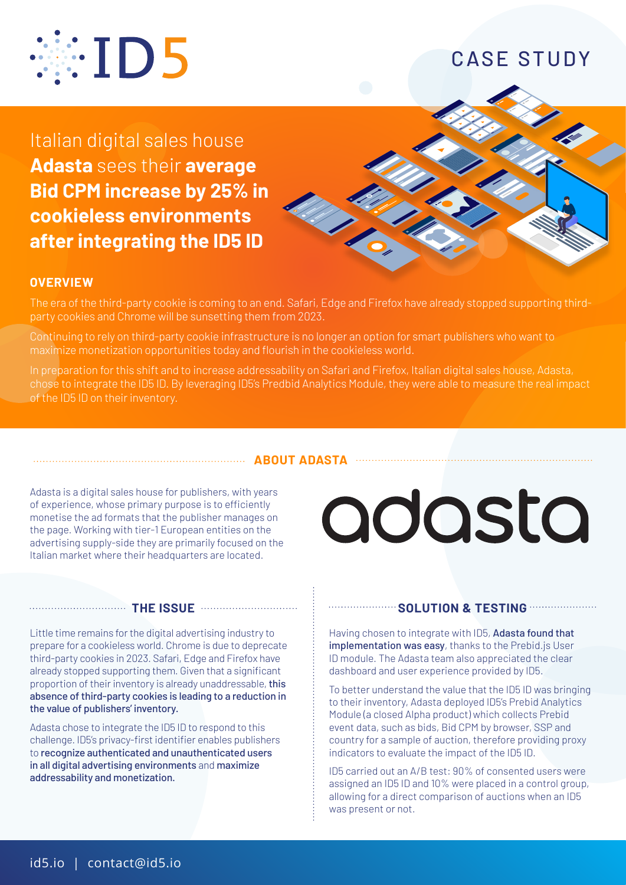# ID5

CASE STUDY

# Italian digital sales house **Adasta** sees their **average Bid CPM increase by 25% in cookieless environments after integrating the ID5 ID**

## OVERVIEW

The era of the third-party cookie is coming to an end. Safari, Edge and Firefox have already stopped supporting third-party cookies and Chrome will be sunsetting them from 2023.

Continuing to rely on third-party cookie infrastructure is no longer an option for smart publishers who want to maximize monetization opportunities today and flourish in the cookieless world.

In preparation for this shift and to increase addressability on Safari and Firefox, Italian digital sales house, Adasta, chose to integrate the ID5 ID. By leveraging ID5's Predbid Analytics Module, they were able to measure the real impact of the ID5 ID on their inventory.

## ABOUT ADASTA

Adasta is a digital sales house for publishers, with years of experience, whose primary purpose is to efficiently monetise the ad formats that the publisher manages on the page. Working with tier-1 European entities on the advertising supply-side they are primarily focused on the Italian market where their headquarters are located.

adasta

## THE ISSUE

Little time remains for the digital advertising industry to prepare for a cookieless world. Chrome is due to deprecate third-party cookies in 2023. Safari, Edge and Firefox have already stopped supporting them. Given that a significant proportion of their inventory is already unaddressable, **this absence of third-party cookies is leading to a reduction in the value of publishers' inventory.**

Adasta chose to integrate the ID5 ID to respond to this challenge. ID5's privacy-first identifier enables publishers to **recognize authenticated and unauthenticated users in all digital advertising environments** and **maximize addressability and monetization.**

## SOLUTION & TESTING

Having chosen to integrate with ID5, **Adasta found that implementation was easy**, thanks to the Prebid.js User ID module. The Adasta team also appreciated the clear dashboard and user experience provided by ID5.

To better understand the value that the ID5 ID was bringing to their inventory, Adasta deployed ID5's Prebid Analytics Module (a closed Alpha product) which collects Prebid event data, such as bids, Bid CPM by browser, SSP and country for a sample of auction, therefore providing proxy indicators to evaluate the impact of the ID5 ID.

ID5 carried out an A/B test: 90% of consented users were assigned an ID5 ID and 10% were placed in a control group, allowing for a direct comparison of auctions when an ID5 was present or not.

id5.io | contact@id5.io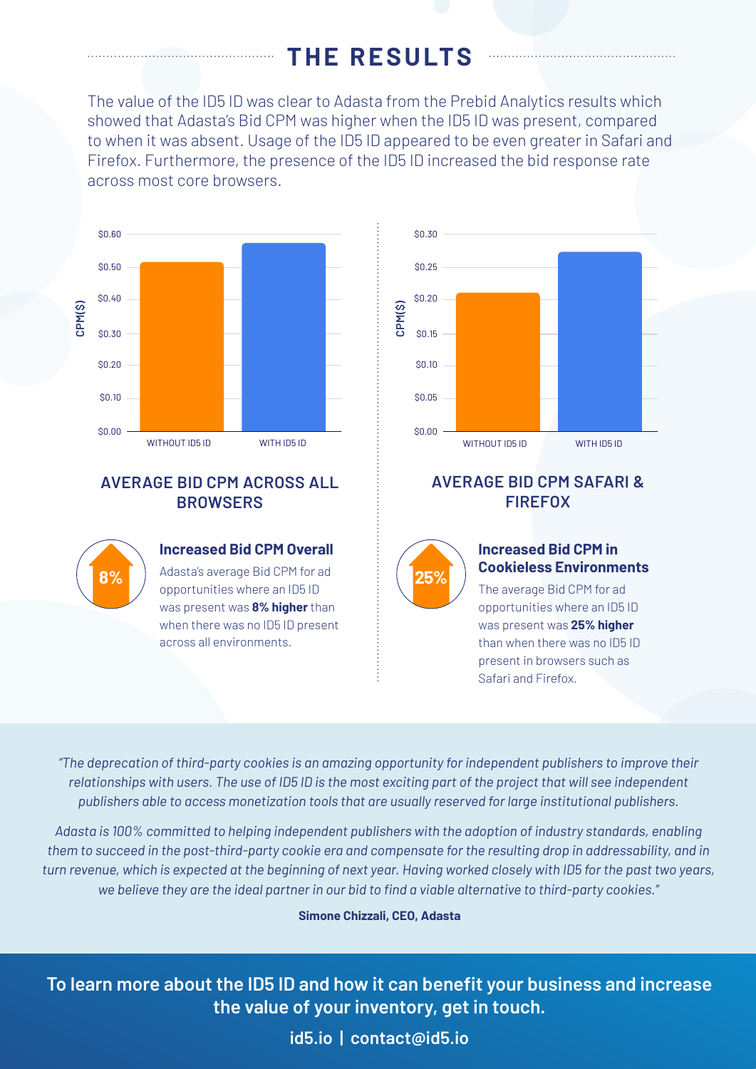# THE RESULTS

The value of the ID5 ID was clear to Adasta from the Prebid Analytics results which showed that Adasta's Bid CPM was higher when the ID5 ID was present, compared to when it was absent. Usage of the ID5 ID appeared to be even greater in Safari and Firefox. Furthermore, the presence of the ID5 ID increased the bid response rate across most core browsers.

CPM($)
$0.60
$0.50
$0.40
$0.30
$0.20
$0.10
$0.00
WITHOUT ID5 ID
WITH ID5 ID

## AVERAGE BID CPM ACROSS ALL BROWSERS

8%

### Increased Bid CPM Overall

Adasta's average Bid CPM for ad opportunities where an ID5 ID was present was **8% higher** than when there was no ID5 ID present across all environments.

CPM($)
$0.30
$0.25
$0.20
$0.15
$0.10
$0.05
$0.00
WITHOUT ID5 ID
WITH ID5 ID

## AVERAGE BID CPM SAFARI & FIREFOX

25%

### Increased Bid CPM in Cookieless Environments

The average Bid CPM for ad opportunities where an ID5 ID was present was **25% higher** than when there was no ID5 ID present in browsers such as Safari and Firefox.

*"The deprecation of third-party cookies is an amazing opportunity for independent publishers to improve their relationships with users. The use of ID5 ID is the most exciting part of the project that will see independent publishers able to access monetization tools that are usually reserved for large institutional publishers.*

*Adasta is 100% committed to helping independent publishers with the adoption of industry standards, enabling them to succeed in the post-third-party cookie era and compensate for the resulting drop in addressability, and in turn revenue, which is expected at the beginning of next year. Having worked closely with ID5 for the past two years, we believe they are the ideal partner in our bid to find a viable alternative to third-party cookies."*

**Simone Chizzali, CEO, Adasta**

**To learn more about the ID5 ID and how it can benefit your business and increase the value of your inventory, get in touch.**

**id5.io | contact@id5.io**